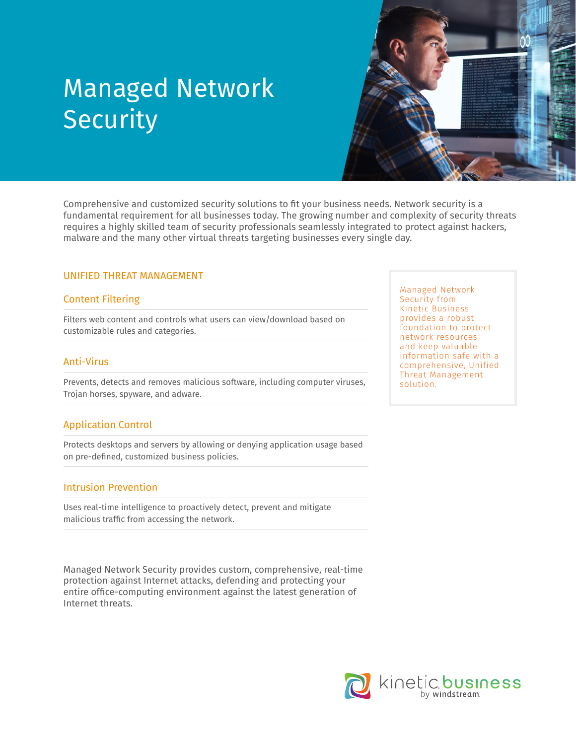# Managed Network Security

Comprehensive and customized security solutions to fit your business needs. Network security is a fundamental requirement for all businesses today. The growing number and complexity of security threats requires a highly skilled team of security professionals seamlessly integrated to protect against hackers, malware and the many other virtual threats targeting businesses every single day.

## UNIFIED THREAT MANAGEMENT

### Content Filtering

Filters web content and controls what users can view/download based on customizable rules and categories.

### Anti-Virus

Prevents, detects and removes malicious software, including computer viruses, Trojan horses, spyware, and adware.

### Application Control

Protects desktops and servers by allowing or denying application usage based on pre-defined, customized business policies.

### Intrusion Prevention

Uses real-time intelligence to proactively detect, prevent and mitigate malicious traffic from accessing the network.

Managed Network Security provides custom, comprehensive, real-time protection against Internet attacks, defending and protecting your entire office-computing environment against the latest generation of Internet threats.

> Managed Network Security from Kinetic Business provides a robust foundation to protect network resources and keep valuable information safe with a comprehensive, Unified Threat Management solution.

kinetic business by windstream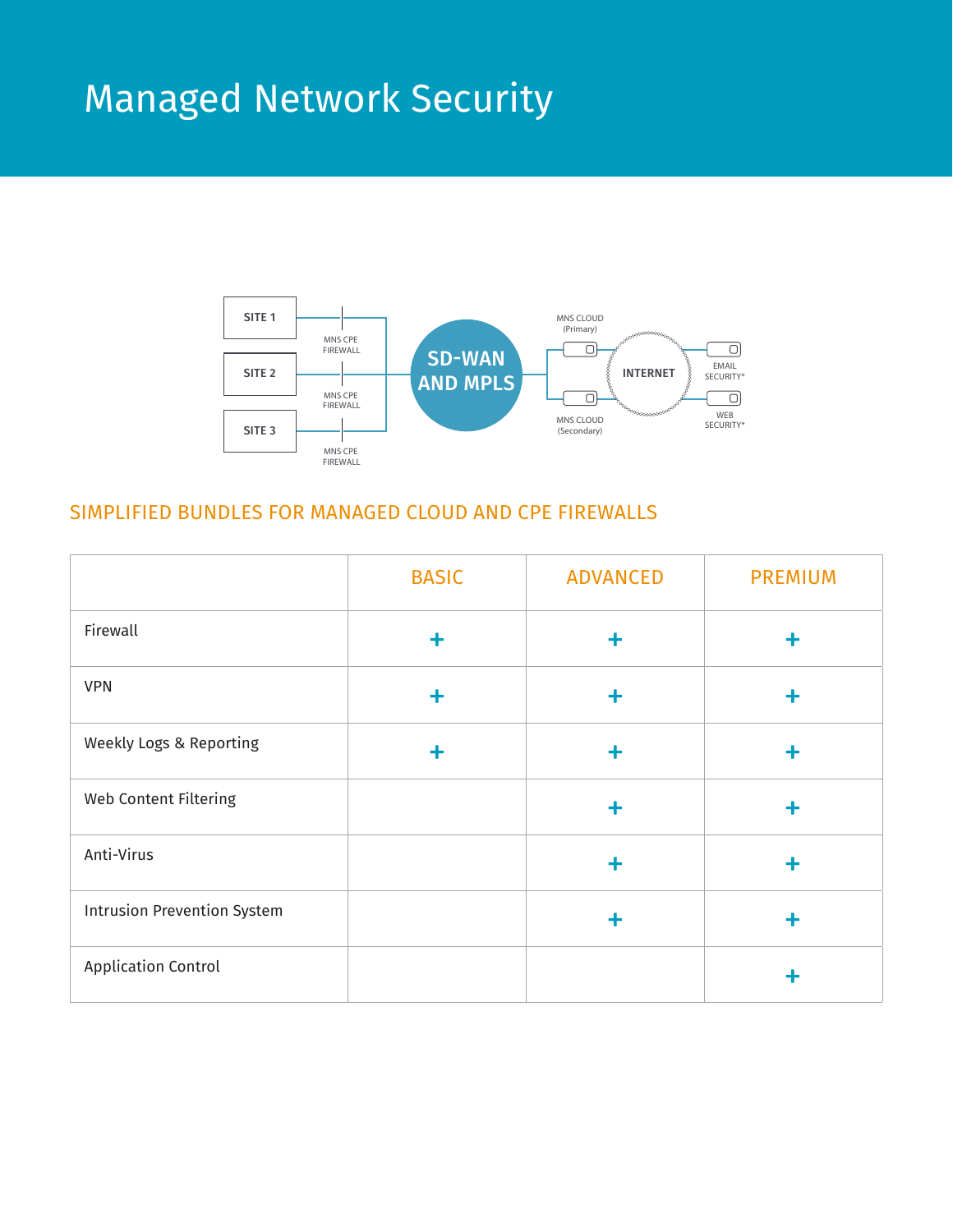# Managed Network Security

SITE 1

SITE 2

SITE 3

MNS CPE FIREWALL

MNS CPE FIREWALL

MNS CPE FIREWALL

SD-WAN AND MPLS

MNS CLOUD (Primary)

MNS CLOUD (Secondary)

INTERNET

EMAIL SECURITY*

WEB SECURITY*

## SIMPLIFIED BUNDLES FOR MANAGED CLOUD AND CPE FIREWALLS

| | BASIC | ADVANCED | PREMIUM |
|---|---|---|---|
| Firewall | + | + | + |
| VPN | + | + | + |
| Weekly Logs & Reporting | + | + | + |
| Web Content Filtering | | + | + |
| Anti-Virus | | + | + |
| Intrusion Prevention System | | + | + |
| Application Control | | | + |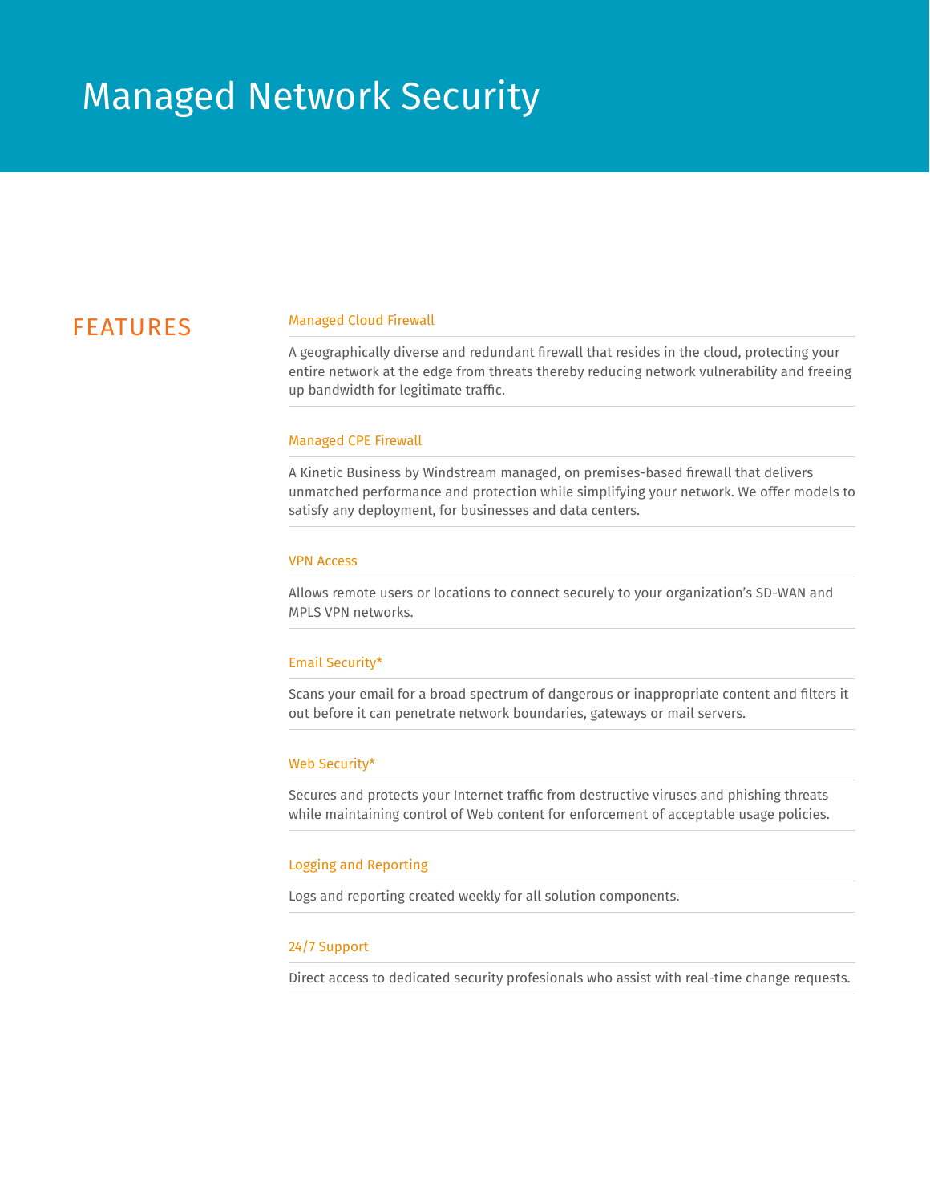# Managed Network Security

## FEATURES

### Managed Cloud Firewall

A geographically diverse and redundant firewall that resides in the cloud, protecting your entire network at the edge from threats thereby reducing network vulnerability and freeing up bandwidth for legitimate traffic.

### Managed CPE Firewall

A Kinetic Business by Windstream managed, on premises-based firewall that delivers unmatched performance and protection while simplifying your network. We offer models to satisfy any deployment, for businesses and data centers.

### VPN Access

Allows remote users or locations to connect securely to your organization's SD-WAN and MPLS VPN networks.

### Email Security*

Scans your email for a broad spectrum of dangerous or inappropriate content and filters it out before it can penetrate network boundaries, gateways or mail servers.

### Web Security*

Secures and protects your Internet traffic from destructive viruses and phishing threats while maintaining control of Web content for enforcement of acceptable usage policies.

### Logging and Reporting

Logs and reporting created weekly for all solution components.

### 24/7 Support

Direct access to dedicated security profesionals who assist with real-time change requests.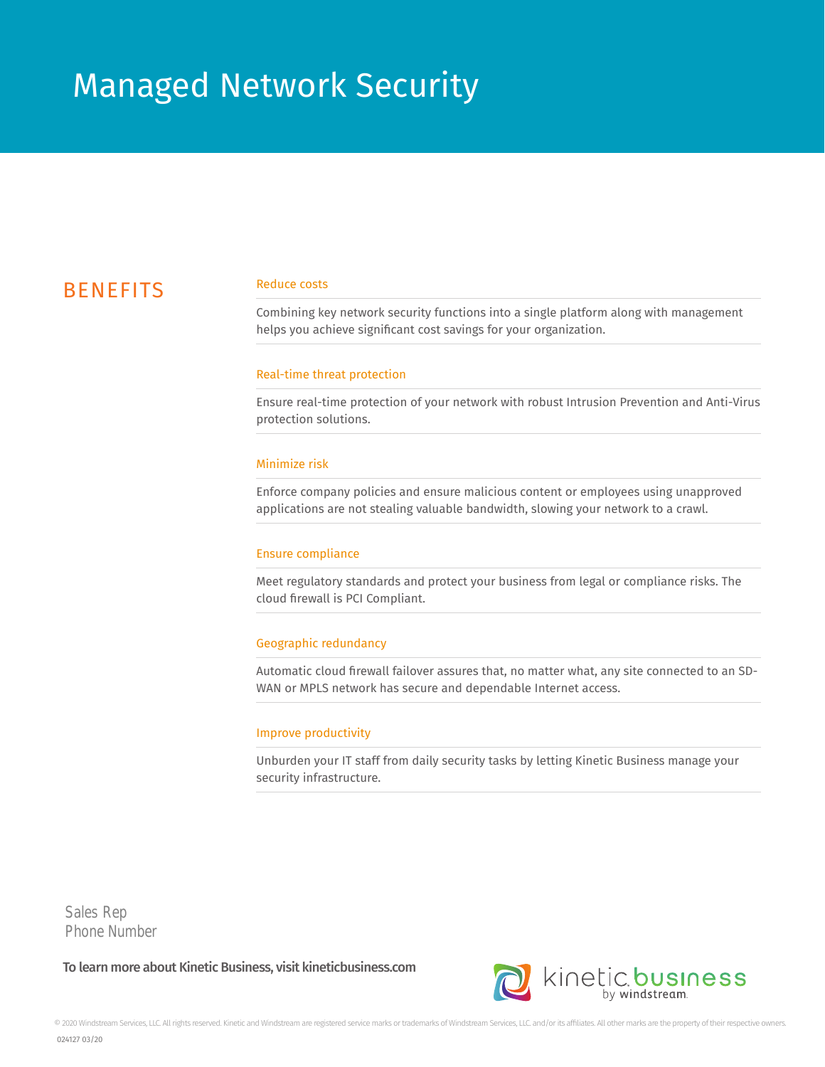# Managed Network Security

## BENEFITS

### Reduce costs

Combining key network security functions into a single platform along with management helps you achieve significant cost savings for your organization.

### Real-time threat protection

Ensure real-time protection of your network with robust Intrusion Prevention and Anti-Virus protection solutions.

### Minimize risk

Enforce company policies and ensure malicious content or employees using unapproved applications are not stealing valuable bandwidth, slowing your network to a crawl.

### Ensure compliance

Meet regulatory standards and protect your business from legal or compliance risks. The cloud firewall is PCI Compliant.

### Geographic redundancy

Automatic cloud firewall failover assures that, no matter what, any site connected to an SD-WAN or MPLS network has secure and dependable Internet access.

### Improve productivity

Unburden your IT staff from daily security tasks by letting Kinetic Business manage your security infrastructure.

Sales Rep
Phone Number

**To learn more about Kinetic Business, visit kineticbusiness.com**

kinetic business by windstream.

© 2020 Windstream Services, LLC. All rights reserved. Kinetic and Windstream are registered service marks or trademarks of Windstream Services, LLC. and/or its affiliates. All other marks are the property of their respective owners.

024127 03/20